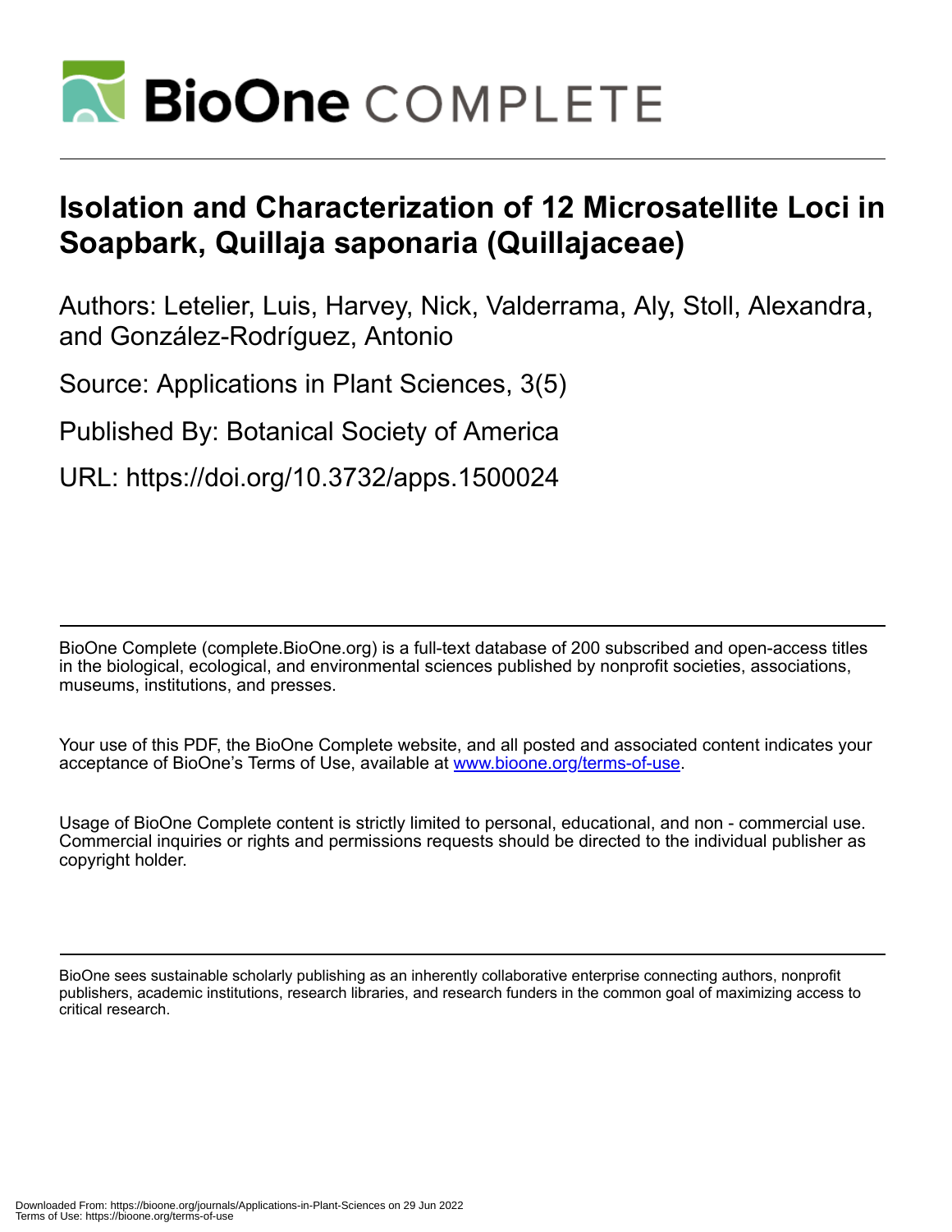# Isolation and Characterization of 12 Microsatellite Loci in Soapbark, Quillaja saponaria (Quillajaceae)

Authors: Letelier, Luis, Harvey, Nick, Valderrama, Aly, Stoll, Alexandra, and González-Rodríguez, Antonio

Source: Applications in Plant Sciences, 3(5)

Published By: Botanical Society of America

URL: https://doi.org/10.3732/apps.1500024

BioOne Complete (complete.BioOne.org) is a full-text database of 200 subscribed and open-access titles in the biological, ecological, and environmental sciences published by nonprofit societies, associations, museums, institutions, and presses.

Your use of this PDF, the BioOne Complete website, and all posted and associated content indicates your acceptance of BioOne's Terms of Use, available at www.bioone.org/terms-of-use.

Usage of BioOne Complete content is strictly limited to personal, educational, and non - commercial use. Commercial inquiries or rights and permissions requests should be directed to the individual publisher as copyright holder.

BioOne sees sustainable scholarly publishing as an inherently collaborative enterprise connecting authors, nonprofit publishers, academic institutions, research libraries, and research funders in the common goal of maximizing access to critical research.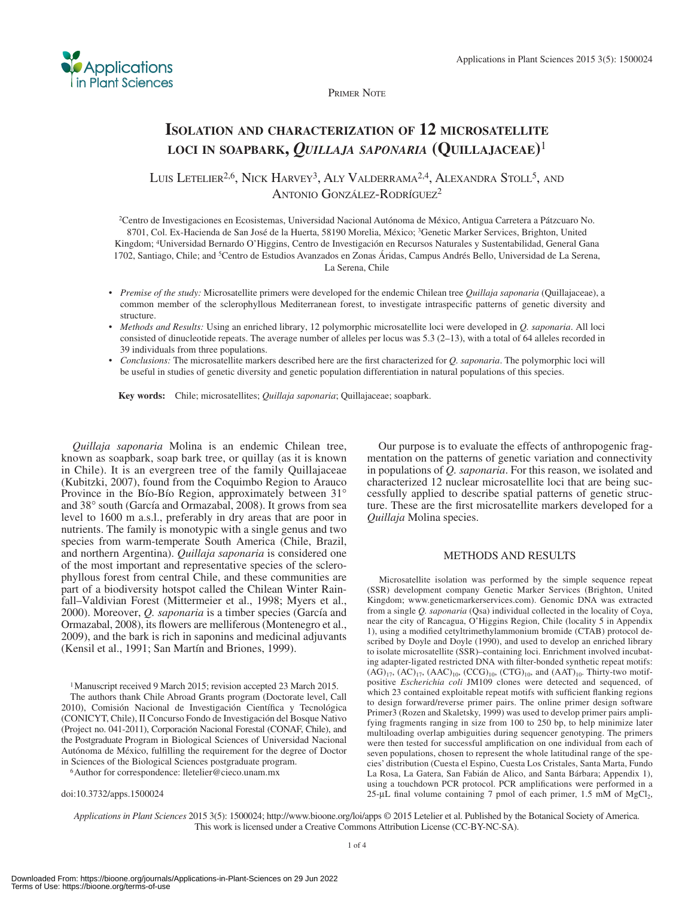Primer Note

# Isolation and characterization of 12 microsatellite loci in soapbark, *Quillaja saponaria* (Quillajaceae)[1]

Luis Letelier[2,6], Nick Harvey[3], Aly Valderrama[2,4], Alexandra Stoll[5], and Antonio González-Rodríguez[2]

[2]Centro de Investigaciones en Ecosistemas, Universidad Nacional Autónoma de México, Antigua Carretera a Pátzcuaro No. 8701, Col. Ex-Hacienda de San José de la Huerta, 58190 Morelia, México; [3]Genetic Marker Services, Brighton, United Kingdom; [4]Universidad Bernardo O'Higgins, Centro de Investigación en Recursos Naturales y Sustentabilidad, General Gana 1702, Santiago, Chile; and [5]Centro de Estudios Avanzados en Zonas Áridas, Campus Andrés Bello, Universidad de La Serena, La Serena, Chile

- *Premise of the study:* Microsatellite primers were developed for the endemic Chilean tree *Quillaja saponaria* (Quillajaceae), a common member of the sclerophyllous Mediterranean forest, to investigate intraspecific patterns of genetic diversity and structure.
- *Methods and Results:* Using an enriched library, 12 polymorphic microsatellite loci were developed in *Q. saponaria*. All loci consisted of dinucleotide repeats. The average number of alleles per locus was 5.3 (2–13), with a total of 64 alleles recorded in 39 individuals from three populations.
- *Conclusions:* The microsatellite markers described here are the first characterized for *Q. saponaria*. The polymorphic loci will be useful in studies of genetic diversity and genetic population differentiation in natural populations of this species.

**Key words:** Chile; microsatellites; *Quillaja saponaria*; Quillajaceae; soapbark.

*Quillaja saponaria* Molina is an endemic Chilean tree, known as soapbark, soap bark tree, or quillay (as it is known in Chile). It is an evergreen tree of the family Quillajaceae (Kubitzki, 2007), found from the Coquimbo Region to Arauco Province in the Bío-Bío Region, approximately between 31° and 38° south (García and Ormazabal, 2008). It grows from sea level to 1600 m a.s.l., preferably in dry areas that are poor in nutrients. The family is monotypic with a single genus and two species from warm-temperate South America (Chile, Brazil, and northern Argentina). *Quillaja saponaria* is considered one of the most important and representative species of the sclerophyllous forest from central Chile, and these communities are part of a biodiversity hotspot called the Chilean Winter Rainfall–Valdivian Forest (Mittermeier et al., 1998; Myers et al., 2000). Moreover, *Q. saponaria* is a timber species (García and Ormazabal, 2008), its flowers are melliferous (Montenegro et al., 2009), and the bark is rich in saponins and medicinal adjuvants (Kensil et al., 1991; San Martín and Briones, 1999).

[1]Manuscript received 9 March 2015; revision accepted 23 March 2015.

The authors thank Chile Abroad Grants program (Doctorate level, Call 2010), Comisión Nacional de Investigación Científica y Tecnológica (CONICYT, Chile), II Concurso Fondo de Investigación del Bosque Nativo (Project no. 041-2011), Corporación Nacional Forestal (CONAF, Chile), and the Postgraduate Program in Biological Sciences of Universidad Nacional Autónoma de México, fulfilling the requirement for the degree of Doctor in Sciences of the Biological Sciences postgraduate program.

[6]Author for correspondence: lletelier@cieco.unam.mx

doi:10.3732/apps.1500024

Our purpose is to evaluate the effects of anthropogenic fragmentation on the patterns of genetic variation and connectivity in populations of *Q. saponaria*. For this reason, we isolated and characterized 12 nuclear microsatellite loci that are being successfully applied to describe spatial patterns of genetic structure. These are the first microsatellite markers developed for a *Quillaja* Molina species.

## METHODS AND RESULTS

Microsatellite isolation was performed by the simple sequence repeat (SSR) development company Genetic Marker Services (Brighton, United Kingdom; www.geneticmarkerservices.com). Genomic DNA was extracted from a single *Q. saponaria* (Qsa) individual collected in the locality of Coya, near the city of Rancagua, O'Higgins Region, Chile (locality 5 in Appendix 1), using a modified cetyltrimethylammonium bromide (CTAB) protocol described by Doyle and Doyle (1990), and used to develop an enriched library to isolate microsatellite (SSR)–containing loci. Enrichment involved incubating adapter-ligated restricted DNA with filter-bonded synthetic repeat motifs: $(AG)_{17}$, $(AC)_{17}$, $(AAC)_{10}$, $(CCG)_{10}$, $(CTG)_{10}$, and $(AAT)_{10}$. Thirty-two motif-positive *Escherichia coli* JM109 clones were detected and sequenced, of which 23 contained exploitable repeat motifs with sufficient flanking regions to design forward/reverse primer pairs. The online primer design software Primer3 (Rozen and Skaletsky, 1999) was used to develop primer pairs amplifying fragments ranging in size from 100 to 250 bp, to help minimize later multiloading overlap ambiguities during sequencer genotyping. The primers were then tested for successful amplification on one individual from each of seven populations, chosen to represent the whole latitudinal range of the species' distribution (Cuesta el Espino, Cuesta Los Cristales, Santa Marta, Fundo La Rosa, La Gatera, San Fabián de Alico, and Santa Bárbara; Appendix 1), using a touchdown PCR protocol. PCR amplifications were performed in a 25-μL final volume containing 7 pmol of each primer, 1.5 mM of $MgCl_2$,

*Applications in Plant Sciences* 2015 3(5): 1500024; http://www.bioone.org/loi/apps © 2015 Letelier et al. Published by the Botanical Society of America. This work is licensed under a Creative Commons Attribution License (CC-BY-NC-SA).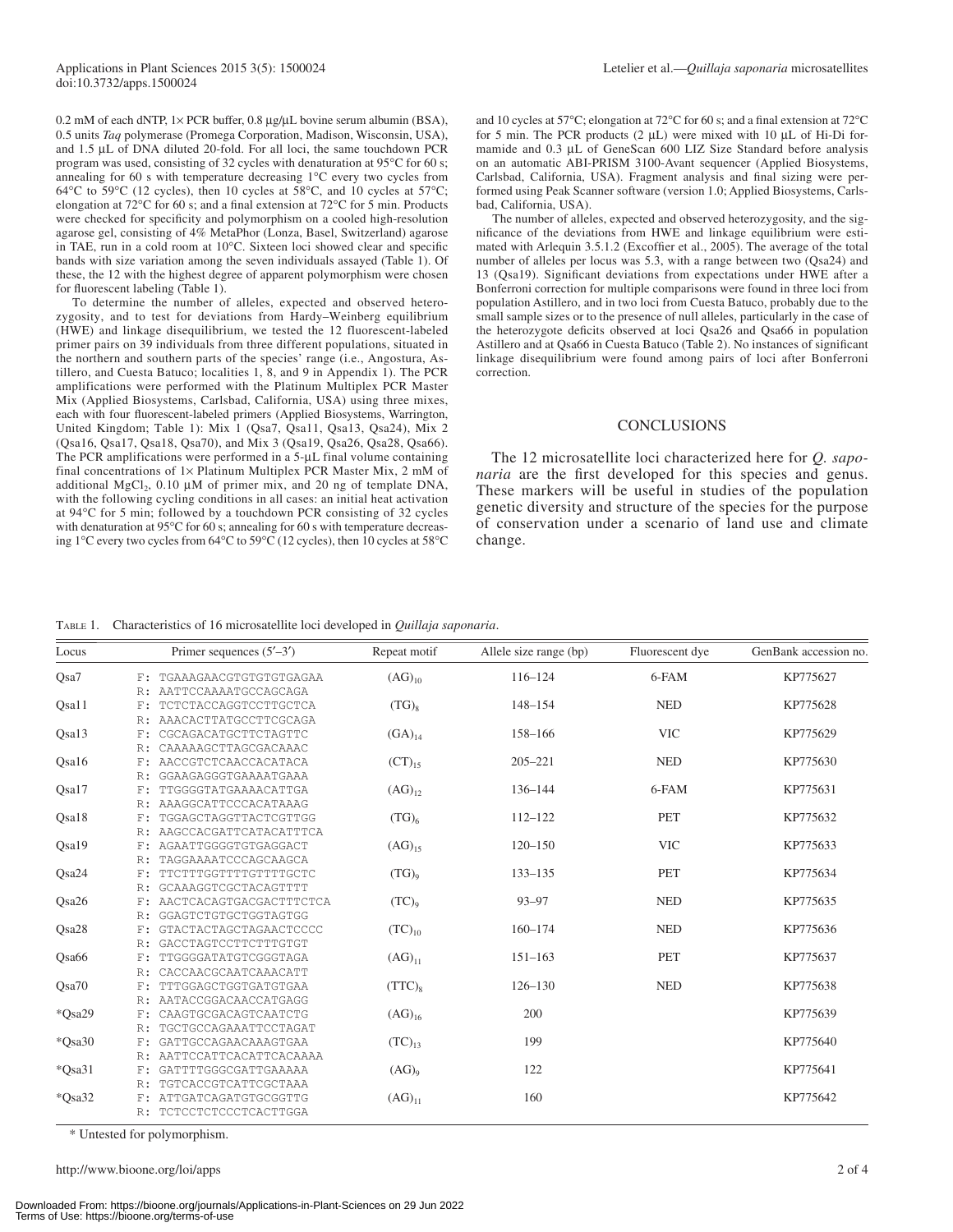0.2 mM of each dNTP, 1× PCR buffer, 0.8 μg/μL bovine serum albumin (BSA), 0.5 units *Taq* polymerase (Promega Corporation, Madison, Wisconsin, USA), and 1.5 μL of DNA diluted 20-fold. For all loci, the same touchdown PCR program was used, consisting of 32 cycles with denaturation at 95°C for 60 s; annealing for 60 s with temperature decreasing 1°C every two cycles from 64°C to 59°C (12 cycles), then 10 cycles at 58°C, and 10 cycles at 57°C; elongation at 72°C for 60 s; and a final extension at 72°C for 5 min. Products were checked for specificity and polymorphism on a cooled high-resolution agarose gel, consisting of 4% MetaPhor (Lonza, Basel, Switzerland) agarose in TAE, run in a cold room at 10°C. Sixteen loci showed clear and specific bands with size variation among the seven individuals assayed (Table 1). Of these, the 12 with the highest degree of apparent polymorphism were chosen for fluorescent labeling (Table 1).

To determine the number of alleles, expected and observed heterozygosity, and to test for deviations from Hardy–Weinberg equilibrium (HWE) and linkage disequilibrium, we tested the 12 fluorescent-labeled primer pairs on 39 individuals from three different populations, situated in the northern and southern parts of the species' range (i.e., Angostura, Astillero, and Cuesta Batuco; localities 1, 8, and 9 in Appendix 1). The PCR amplifications were performed with the Platinum Multiplex PCR Master Mix (Applied Biosystems, Carlsbad, California, USA) using three mixes, each with four fluorescent-labeled primers (Applied Biosystems, Warrington, United Kingdom; Table 1): Mix 1 (Qsa7, Qsa11, Qsa13, Qsa24), Mix 2 (Qsa16, Qsa17, Qsa18, Qsa70), and Mix 3 (Qsa19, Qsa26, Qsa28, Qsa66). The PCR amplifications were performed in a 5-μL final volume containing final concentrations of 1× Platinum Multiplex PCR Master Mix, 2 mM of additional $MgCl_2$, 0.10 μM of primer mix, and 20 ng of template DNA, with the following cycling conditions in all cases: an initial heat activation at 94°C for 5 min; followed by a touchdown PCR consisting of 32 cycles with denaturation at 95°C for 60 s; annealing for 60 s with temperature decreasing 1°C every two cycles from 64°C to 59°C (12 cycles), then 10 cycles at 58°C and 10 cycles at 57°C; elongation at 72°C for 60 s; and a final extension at 72°C for 5 min. The PCR products (2 μL) were mixed with 10 μL of Hi-Di formamide and 0.3 μL of GeneScan 600 LIZ Size Standard before analysis on an automatic ABI-PRISM 3100-Avant sequencer (Applied Biosystems, Carlsbad, California, USA). Fragment analysis and final sizing were performed using Peak Scanner software (version 1.0; Applied Biosystems, Carlsbad, California, USA).

The number of alleles, expected and observed heterozygosity, and the significance of the deviations from HWE and linkage equilibrium were estimated with Arlequin 3.5.1.2 (Excoffier et al., 2005). The average of the total number of alleles per locus was 5.3, with a range between two (Qsa24) and 13 (Qsa19). Significant deviations from expectations under HWE after a Bonferroni correction for multiple comparisons were found in three loci from population Astillero, and in two loci from Cuesta Batuco, probably due to the small sample sizes or to the presence of null alleles, particularly in the case of the heterozygote deficits observed at loci Qsa26 and Qsa66 in population Astillero and at Qsa66 in Cuesta Batuco (Table 2). No instances of significant linkage disequilibrium were found among pairs of loci after Bonferroni correction.

## CONCLUSIONS

The 12 microsatellite loci characterized here for *Q. saponaria* are the first developed for this species and genus. These markers will be useful in studies of the population genetic diversity and structure of the species for the purpose of conservation under a scenario of land use and climate change.

Table 1. Characteristics of 16 microsatellite loci developed in *Quillaja saponaria*.

| Locus | Primer sequences (5′–3′) | Repeat motif | Allele size range (bp) | Fluorescent dye | GenBank accession no. |
|---|---|---|---|---|---|
| Qsa7 | F: TGAAAGAACGTGTGTGTGAGAA<br>R: AATTCCAAAATGCCAGCAGA | $(AG)_{10}$ | 116–124 | 6-FAM | KP775627 |
| Qsa11 | F: TCTCTACCAGGTCCTTGCTCA<br>R: AAACACTTATGCCTTCGCAGA | $(TG)_8$ | 148–154 | NED | KP775628 |
| Qsa13 | F: CGCAGACATGCTTCTAGTTC<br>R: CAAAAAGCTTAGCGACAAAC | $(GA)_{14}$ | 158–166 | VIC | KP775629 |
| Qsa16 | F: AACCGTCTCAACCACATACA<br>R: GGAAGAGGGTGAAAATGAAA | $(CT)_{15}$ | 205–221 | NED | KP775630 |
| Qsa17 | F: TTGGGGTATGAAAACATTGA<br>R: AAAGGCATTCCCACATAAAG | $(AG)_{12}$ | 136–144 | 6-FAM | KP775631 |
| Qsa18 | F: TGGAGCTAGGTTACTCGTTGG<br>R: AAGCCACGATTCATACATTTCA | $(TG)_6$ | 112–122 | PET | KP775632 |
| Qsa19 | F: AGAATTGGGGTGTGAGGACT<br>R: TAGGAAAATCCCAGCAAGCA | $(AG)_{15}$ | 120–150 | VIC | KP775633 |
| Qsa24 | F: TTCTTTGGTTTTGTTTTGCTC<br>R: GCAAAGGTCGCTACAGTTTT | $(TG)_9$ | 133–135 | PET | KP775634 |
| Qsa26 | F: AACTCACAGTGACGACTTTCTCA<br>R: GGAGTCTGTGCTGGTAGTGG | $(TC)_9$ | 93–97 | NED | KP775635 |
| Qsa28 | F: GTACTACTAGCTAGAACTCCCC<br>R: GACCTAGTCCTTCTTTGTGT | $(TC)_{10}$ | 160–174 | NED | KP775636 |
| Qsa66 | F: TTGGGGATATGTCGGGTAGA<br>R: CACCAACGCAATCAAACATT | $(AG)_{11}$ | 151–163 | PET | KP775637 |
| Qsa70 | F: TTTGGAGCTGGTGATGTGAA<br>R: AATACCGGACAACCATGAGG | $(TTC)_8$ | 126–130 | NED | KP775638 |
| *Qsa29 | F: CAAGTGCGACAGTCAATCTG<br>R: TGCTGCCAGAAATTCCTAGAT | $(AG)_{16}$ | 200 | | KP775639 |
| *Qsa30 | F: GATTGCCAGAACAAAGTGAA<br>R: AATTCCATTCACATTCACAAAA | $(TC)_{13}$ | 199 | | KP775640 |
| *Qsa31 | F: GATTTTGGGCGATTGAAAAA<br>R: TGTCACCGTCATTCGCTAAA | $(AG)_9$ | 122 | | KP775641 |
| *Qsa32 | F: ATTGATCAGATGTGCGGTTG<br>R: TCTCCTCTCCCTCACTTGGA | $(AG)_{11}$ | 160 | | KP775642 |

* Untested for polymorphism.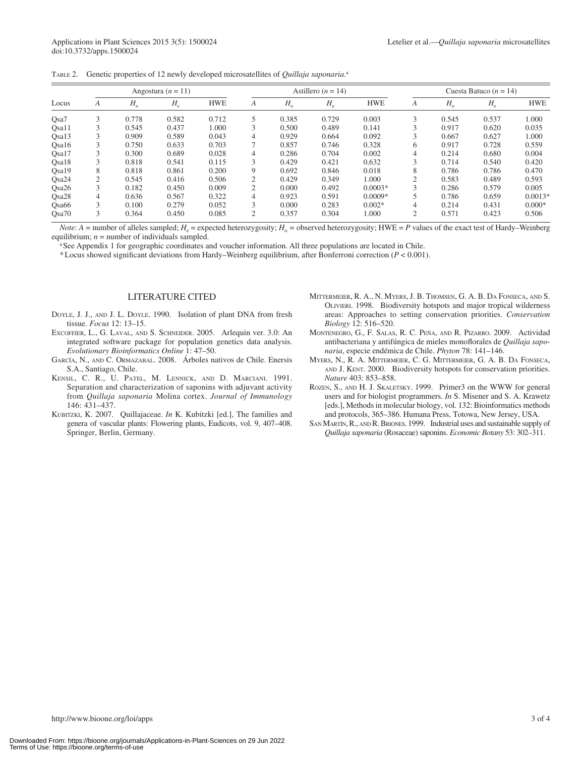Table 2. Genetic properties of 12 newly developed microsatellites of *Quillaja saponaria*.[a]

| Locus | Angostura ($n$ = 11) | | | | Astillero ($n$ = 14) | | | | Cuesta Batuco ($n$ = 14) | | | |
|---|---|---|---|---|---|---|---|---|---|---|---|---|
| | $A$ | $H_o$ | $H_e$ | HWE | $A$ | $H_o$ | $H_e$ | HWE | $A$ | $H_o$ | $H_e$ | HWE |
| Qsa7 | 3 | 0.778 | 0.582 | 0.712 | 5 | 0.385 | 0.729 | 0.003 | 3 | 0.545 | 0.537 | 1.000 |
| Qsa11 | 3 | 0.545 | 0.437 | 1.000 | 3 | 0.500 | 0.489 | 0.141 | 3 | 0.917 | 0.620 | 0.035 |
| Qsa13 | 3 | 0.909 | 0.589 | 0.043 | 4 | 0.929 | 0.664 | 0.092 | 3 | 0.667 | 0.627 | 1.000 |
| Qsa16 | 3 | 0.750 | 0.633 | 0.703 | 7 | 0.857 | 0.746 | 0.328 | 6 | 0.917 | 0.728 | 0.559 |
| Qsa17 | 3 | 0.300 | 0.689 | 0.028 | 4 | 0.286 | 0.704 | 0.002 | 4 | 0.214 | 0.680 | 0.004 |
| Qsa18 | 3 | 0.818 | 0.541 | 0.115 | 3 | 0.429 | 0.421 | 0.632 | 3 | 0.714 | 0.540 | 0.420 |
| Qsa19 | 8 | 0.818 | 0.861 | 0.200 | 9 | 0.692 | 0.846 | 0.018 | 8 | 0.786 | 0.786 | 0.470 |
| Qsa24 | 2 | 0.545 | 0.416 | 0.506 | 2 | 0.429 | 0.349 | 1.000 | 2 | 0.583 | 0.489 | 0.593 |
| Qsa26 | 3 | 0.182 | 0.450 | 0.009 | 2 | 0.000 | 0.492 | 0.0003* | 3 | 0.286 | 0.579 | 0.005 |
| Qsa28 | 4 | 0.636 | 0.567 | 0.322 | 4 | 0.923 | 0.591 | 0.0009* | 5 | 0.786 | 0.659 | 0.0013* |
| Qsa66 | 3 | 0.100 | 0.279 | 0.052 | 3 | 0.000 | 0.283 | 0.002* | 4 | 0.214 | 0.431 | 0.000* |
| Qsa70 | 3 | 0.364 | 0.450 | 0.085 | 2 | 0.357 | 0.304 | 1.000 | 2 | 0.571 | 0.423 | 0.506 |

*Note*: $A$ = number of alleles sampled; $H_e$ = expected heterozygosity; $H_o$ = observed heterozygosity; HWE = $P$ values of the exact test of Hardy–Weinberg equilibrium; $n$ = number of individuals sampled.

[a] See Appendix 1 for geographic coordinates and voucher information. All three populations are located in Chile.

\* Locus showed significant deviations from Hardy–Weinberg equilibrium, after Bonferroni correction ($P$ < 0.001).

## LITERATURE CITED

Doyle, J. J., and J. L. Doyle. 1990. Isolation of plant DNA from fresh tissue. *Focus* 12: 13–15.

Excoffier, L., G. Laval, and S. Schneider. 2005. Arlequin ver. 3.0: An integrated software package for population genetics data analysis. *Evolutionary Bioinformatics Online* 1: 47–50.

García, N., and C. Ormazabal. 2008. Árboles nativos de Chile. Enersis S.A., Santiago, Chile.

Kensil, C. R., U. Patel, M. Lennick, and D. Marciani. 1991. Separation and characterization of saponins with adjuvant activity from *Quillaja saponaria* Molina cortex. *Journal of Immunology* 146: 431–437.

Kubitzki, K. 2007. Quillajaceae. *In* K. Kubitzki [ed.], The families and genera of vascular plants: Flowering plants, Eudicots, vol. 9, 407–408. Springer, Berlin, Germany.

Mittermeier, R. A., N. Myers, J. B. Thomsen, G. A. B. Da Fonseca, and S. Olivieri. 1998. Biodiversity hotspots and major tropical wilderness areas: Approaches to setting conservation priorities. *Conservation Biology* 12: 516–520.

Montenegro, G., F. Salas, R. C. Peña, and R. Pizarro. 2009. Actividad antibacteriana y antifúngica de mieles monoflorales de *Quillaja saponaria*, especie endémica de Chile. *Phyton* 78: 141–146.

Myers, N., R. A. Mittermeier, C. G. Mittermeier, G. A. B. Da Fonseca, and J. Kent. 2000. Biodiversity hotspots for conservation priorities. *Nature* 403: 853–858.

Rozen, S., and H. J. Skaletsky. 1999. Primer3 on the WWW for general users and for biologist programmers. *In* S. Misener and S. A. Krawetz [eds.], Methods in molecular biology, vol. 132: Bioinformatics methods and protocols, 365–386. Humana Press, Totowa, New Jersey, USA.

San Martín, R., and R. Briones. 1999. Industrial uses and sustainable supply of *Quillaja saponaria* (Rosaceae) saponins. *Economic Botany* 53: 302–311.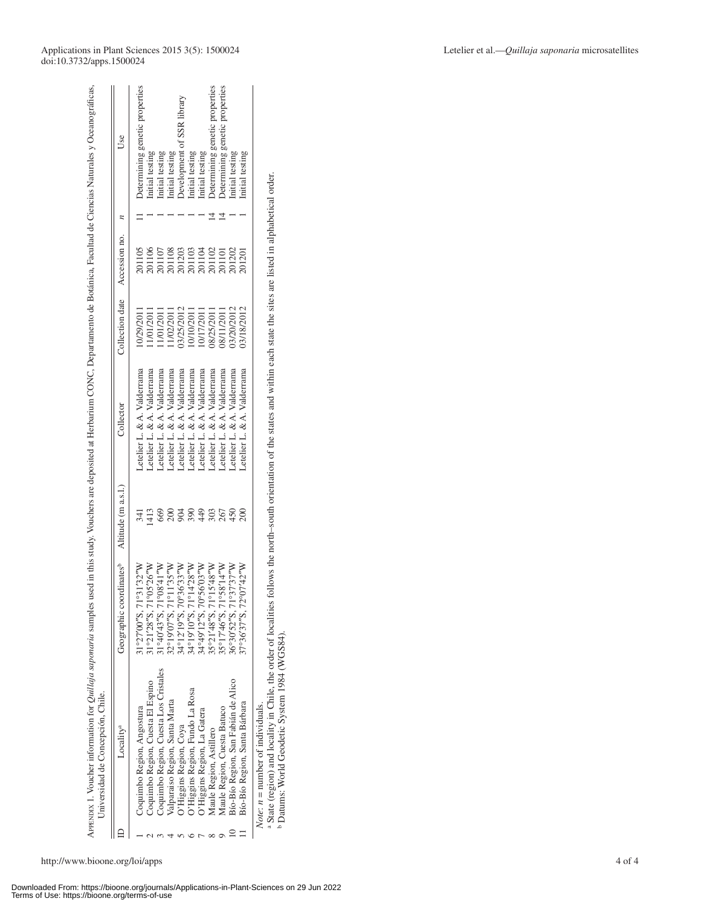APPENDIX 1. Voucher information for *Quillaja saponaria* samples used in this study. Vouchers are deposited at Herbarium CONC, Departamento de Botánica, Facultad de Ciencias Naturales y Oceanográficas, Universidad de Concepción, Chile.

| ID | Locality[a] | Geographic coordinates[b] | Altitude (m a.s.l.) | Collector | Collection date | Accession no. | *n* | Use |
|---|---|---|---|---|---|---|---|---|
| 1 | Coquimbo Region, Angostura | 31°27′00″S, 71°31′32″W | 341 | Letelier L. & A. Valderrama | 10/29/2011 | 201105 | 11 | Determining genetic properties |
| 2 | Coquimbo Region, Cuesta El Espino | 31°21′28″S, 71°05′26″W | 1413 | Letelier L. & A. Valderrama | 11/01/2011 | 201106 | 1 | Initial testing |
| 3 | Coquimbo Region, Cuesta Los Cristales | 31°40′43″S, 71°08′41″W | 669 | Letelier L. & A. Valderrama | 11/01/2011 | 201107 | 1 | Initial testing |
| 4 | Valparaiso Region, Santa Marta | 32°19′07″S, 71°11′35″W | 200 | Letelier L. & A. Valderrama | 11/02/2011 | 201108 | 1 | Initial testing |
| 5 | O'Higgins Region, Coya | 34°12′19″S, 70°36′33″W | 904 | Letelier L. & A. Valderrama | 03/25/2012 | 201203 | 1 | Development of SSR library |
| 6 | O'Higgins Region, Fundo La Rosa | 34°19′10″S, 71°14′28″W | 390 | Letelier L. & A. Valderrama | 10/10/2011 | 201103 | 1 | Initial testing |
| 7 | O'Higgins Region, La Gatera | 34°49′12″S, 70°56′03″W | 449 | Letelier L. & A. Valderrama | 10/17/2011 | 201104 | 1 | Initial testing |
| 8 | Maule Region, Astillero | 35°21′48″S, 71°15′48″W | 303 | Letelier L. & A. Valderrama | 08/25/2011 | 201102 | 14 | Determining genetic properties |
| 9 | Maule Region, Cuesta Batuco | 35°17′46″S, 71°58′14″W | 267 | Letelier L. & A. Valderrama | 08/11/2011 | 201101 | 14 | Determining genetic properties |
| 10 | Bío-Bío Region, San Fabián de Alico | 36°30′52″S, 71°37′37″W | 450 | Letelier L. & A. Valderrama | 03/20/2012 | 201202 | 1 | Initial testing |
| 11 | Bío-Bío Region, Santa Bárbara | 37°36′37″S, 72°07′42″W | 200 | Letelier L. & A. Valderrama | 03/18/2012 | 201201 | 1 | Initial testing |

*Note*: *n* = number of individuals.

[a] State (region) and locality in Chile, the order of localities follows the north–south orientation of the states and within each state the sites are listed in alphabetical order.

[b] Datums: World Geodetic System 1984 (WGS84).